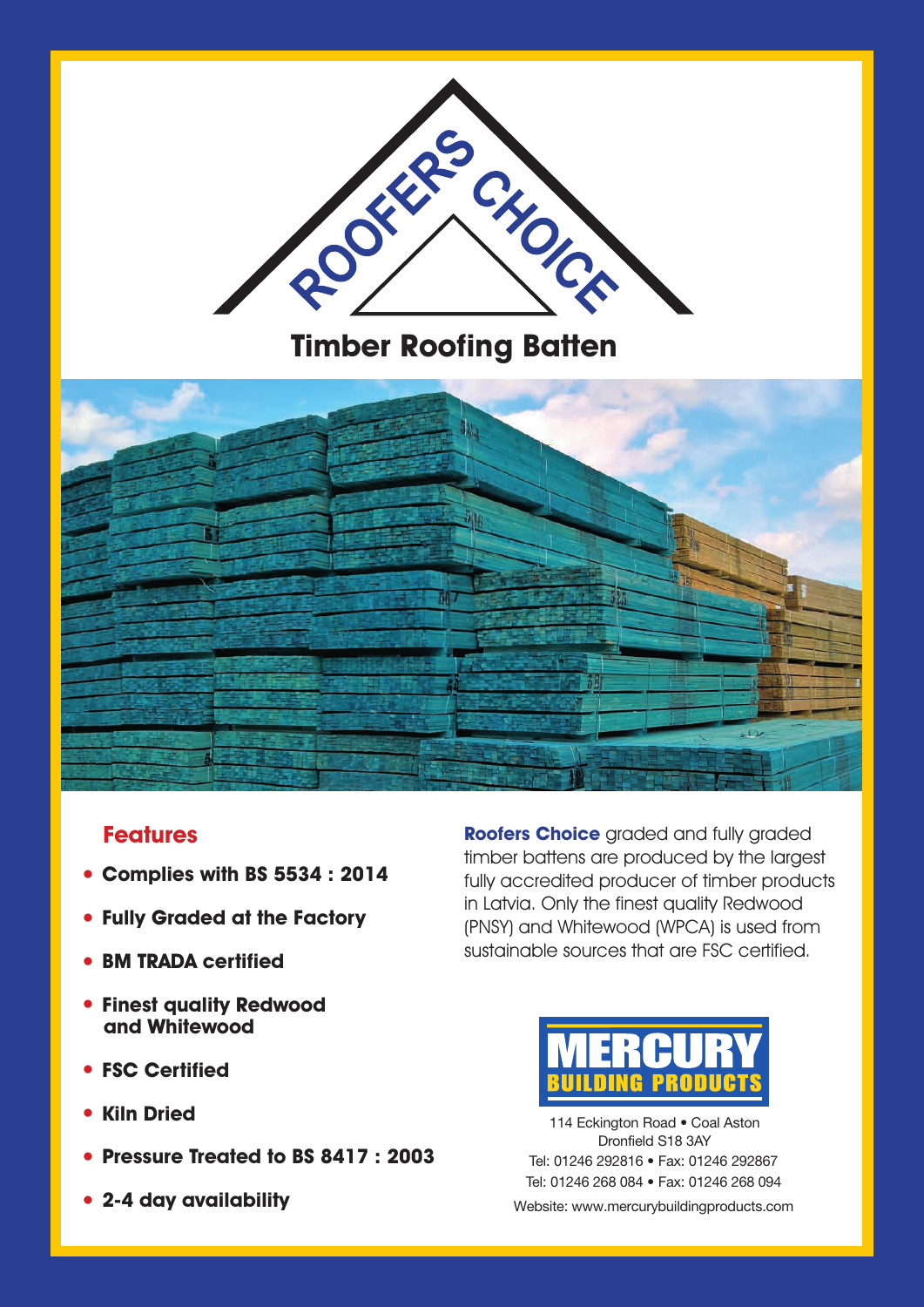# ROOFERS CHOICE

## Timber Roofing Batten

### Features

- **Complies with BS 5534 : 2014**
- **Fully Graded at the Factory**
- **BM TRADA certified**
- **Finest quality Redwood and Whitewood**
- **FSC Certified**
- **Kiln Dried**
- **Pressure Treated to BS 8417 : 2003**
- **2-4 day availability**

**Roofers Choice** graded and fully graded timber battens are produced by the largest fully accredited producer of timber products in Latvia. Only the finest quality Redwood (PNSY) and Whitewood (WPCA) is used from sustainable sources that are FSC certified.

**MERCURY BUILDING PRODUCTS**

114 Eckington Road • Coal Aston
Dronfield S18 3AY
Tel: 01246 292816 • Fax: 01246 292867
Tel: 01246 268 084 • Fax: 01246 268 094
Website: www.mercurybuildingproducts.com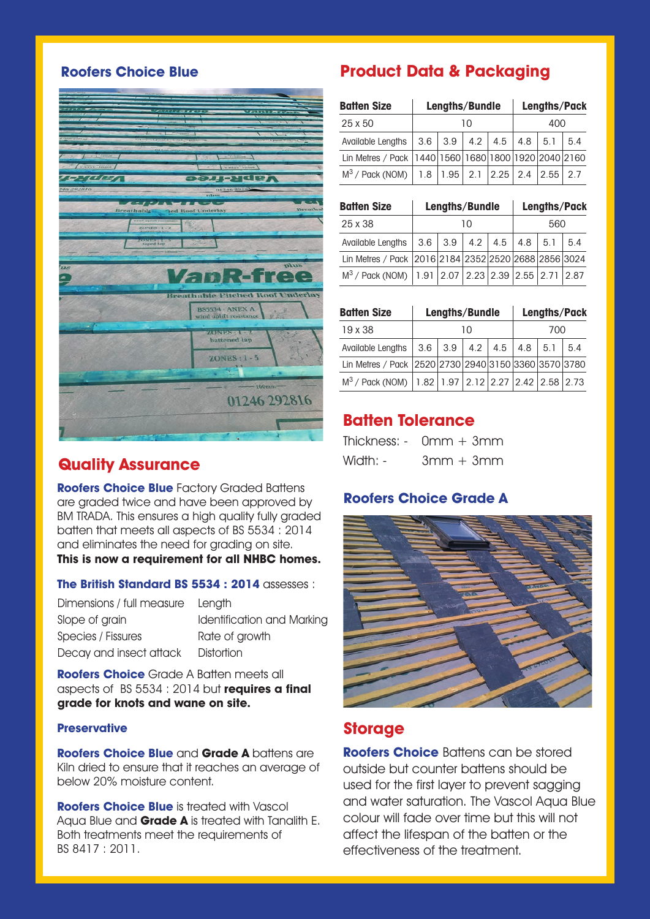## Roofers Choice Blue

## Quality Assurance

**Roofers Choice Blue** Factory Graded Battens are graded twice and have been approved by BM TRADA. This ensures a high quality fully graded batten that meets all aspects of BS 5534 : 2014 and eliminates the need for grading on site.
**This is now a requirement for all NHBC homes.**

**The British Standard BS 5534 : 2014** assesses :

| | |
|---|---|
| Dimensions / full measure | Length |
| Slope of grain | Identification and Marking |
| Species / Fissures | Rate of growth |
| Decay and insect attack | Distortion |

**Roofers Choice** Grade A Batten meets all aspects of BS 5534 : 2014 but **requires a final grade for knots and wane on site.**

### Preservative

**Roofers Choice Blue** and **Grade A** battens are Kiln dried to ensure that it reaches an average of below 20% moisture content.

**Roofers Choice Blue** is treated with Vascol Aqua Blue and **Grade A** is treated with Tanalith E. Both treatments meet the requirements of BS 8417 : 2011.

## Product Data & Packaging

| Batten Size | Lengths/Bundle | | | | Lengths/Pack | | |
|---|---|---|---|---|---|---|---|
| 25 x 50 | 10 | | | | 400 | | |
| Available Lengths | 3.6 | 3.9 | 4.2 | 4.5 | 4.8 | 5.1 | 5.4 |
| Lin Metres / Pack | 1440 | 1560 | 1680 | 1800 | 1920 | 2040 | 2160 |
| $M^3$ / Pack (NOM) | 1.8 | 1.95 | 2.1 | 2.25 | 2.4 | 2.55 | 2.7 |

| Batten Size | Lengths/Bundle | | | | Lengths/Pack | | |
|---|---|---|---|---|---|---|---|
| 25 x 38 | 10 | | | | 560 | | |
| Available Lengths | 3.6 | 3.9 | 4.2 | 4.5 | 4.8 | 5.1 | 5.4 |
| Lin Metres / Pack | 2016 | 2184 | 2352 | 2520 | 2688 | 2856 | 3024 |
| $M^3$ / Pack (NOM) | 1.91 | 2.07 | 2.23 | 2.39 | 2.55 | 2.71 | 2.87 |

| Batten Size | Lengths/Bundle | | | | Lengths/Pack | | |
|---|---|---|---|---|---|---|---|
| 19 x 38 | 10 | | | | 700 | | |
| Available Lengths | 3.6 | 3.9 | 4.2 | 4.5 | 4.8 | 5.1 | 5.4 |
| Lin Metres / Pack | 2520 | 2730 | 2940 | 3150 | 3360 | 3570 | 3780 |
| $M^3$ / Pack (NOM) | 1.82 | 1.97 | 2.12 | 2.27 | 2.42 | 2.58 | 2.73 |

## Batten Tolerance

Thickness: - 0mm + 3mm

Width: - 3mm + 3mm

## Roofers Choice Grade A

## Storage

**Roofers Choice** Battens can be stored outside but counter battens should be used for the first layer to prevent sagging and water saturation. The Vascol Aqua Blue colour will fade over time but this will not affect the lifespan of the batten or the effectiveness of the treatment.